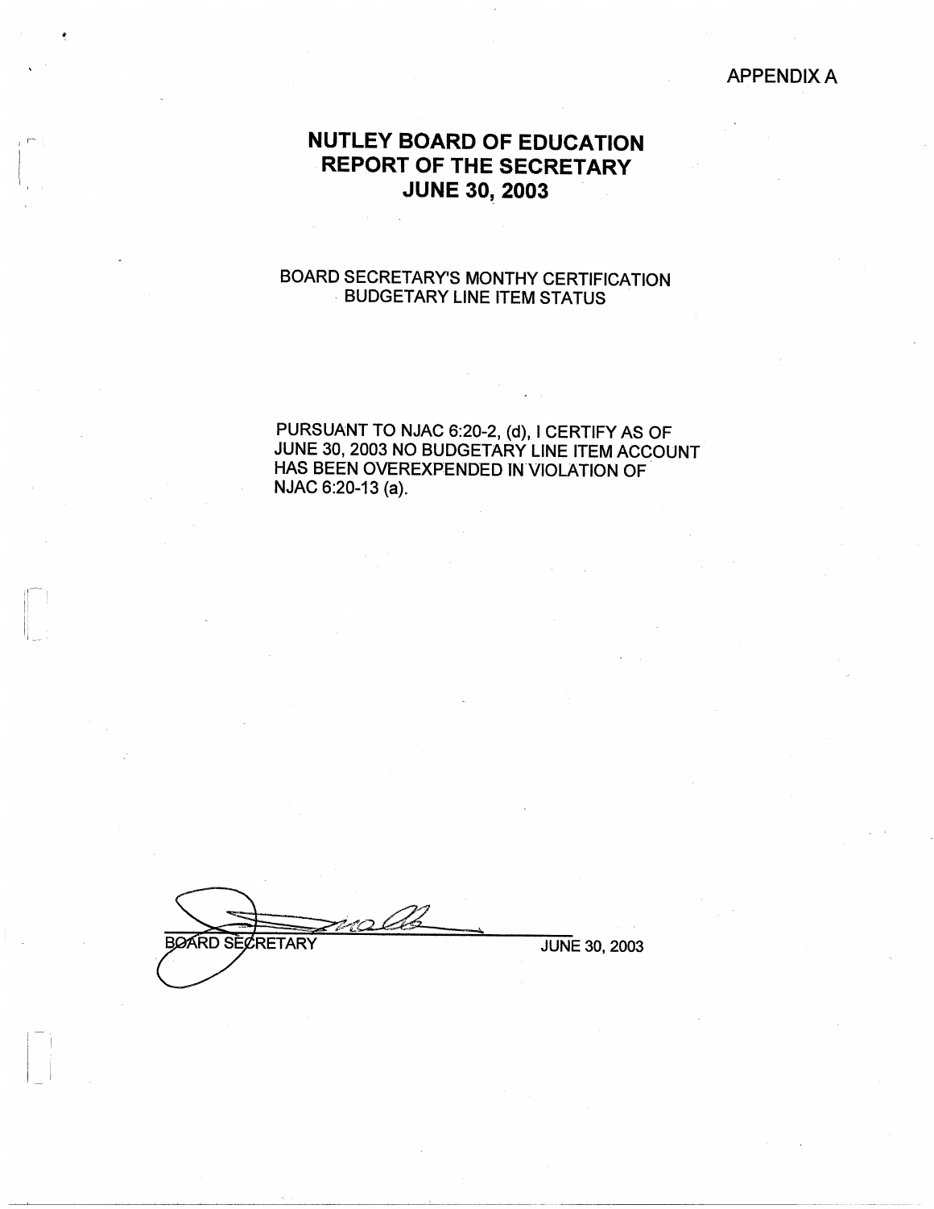APPENDIX A

# NUTLEY BOARD OF EDUCATION
# REPORT OF THE SECRETARY
# JUNE 30, 2003

BOARD SECRETARY'S MONTHY CERTIFICATION
BUDGETARY LINE ITEM STATUS

PURSUANT TO NJAC 6:20-2, (d), I CERTIFY AS OF JUNE 30, 2003 NO BUDGETARY LINE ITEM ACCOUNT HAS BEEN OVEREXPENDED IN VIOLATION OF NJAC 6:20-13 (a).

BOARD SECRETARY

JUNE 30, 2003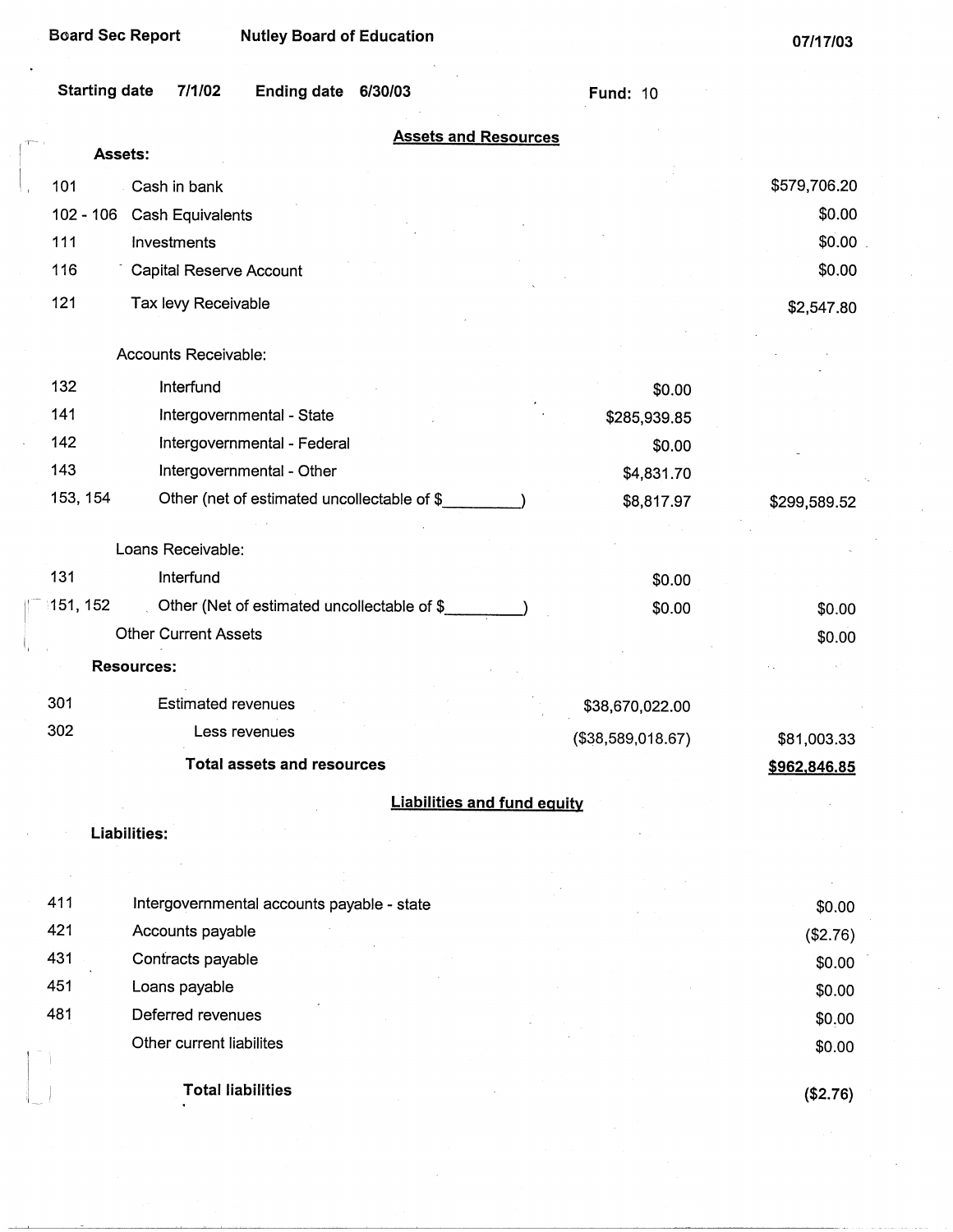Board Sec Report | Nutley Board of Education | 07/17/03

Starting date 7/1/02 Ending date 6/30/03 Fund: 10

## Assets and Resources

| Code | Description | | |
|---|---|---|---|
| **Assets:** | | | |
| 101 | Cash in bank | | $579,706.20 |
| 102 - 106 | Cash Equivalents | | $0.00 |
| 111 | Investments | | $0.00 |
| 116 | Capital Reserve Account | | $0.00 |
| 121 | Tax levy Receivable | | $2,547.80 |
| | Accounts Receivable: | | |
| 132 | Interfund | $0.00 | |
| 141 | Intergovernmental - State | $285,939.85 | |
| 142 | Intergovernmental - Federal | $0.00 | |
| 143 | Intergovernmental - Other | $4,831.70 | |
| 153, 154 | Other (net of estimated uncollectable of $_________) | $8,817.97 | $299,589.52 |
| | Loans Receivable: | | |
| 131 | Interfund | $0.00 | |
| 151, 152 | Other (Net of estimated uncollectable of $_________) | $0.00 | $0.00 |
| | Other Current Assets | | $0.00 |
| **Resources:** | | | |
| 301 | Estimated revenues | $38,670,022.00 | |
| 302 | Less revenues | ($38,589,018.67) | $81,003.33 |
| | **Total assets and resources** | | **$962,846.85** |

## Liabilities and fund equity

| Code | Description | |
|---|---|---|
| **Liabilities:** | | |
| 411 | Intergovernmental accounts payable - state | $0.00 |
| 421 | Accounts payable | ($2.76) |
| 431 | Contracts payable | $0.00 |
| 451 | Loans payable | $0.00 |
| 481 | Deferred revenues | $0.00 |
| | Other current liabilites | $0.00 |
| | **Total liabilities** | **($2.76)** |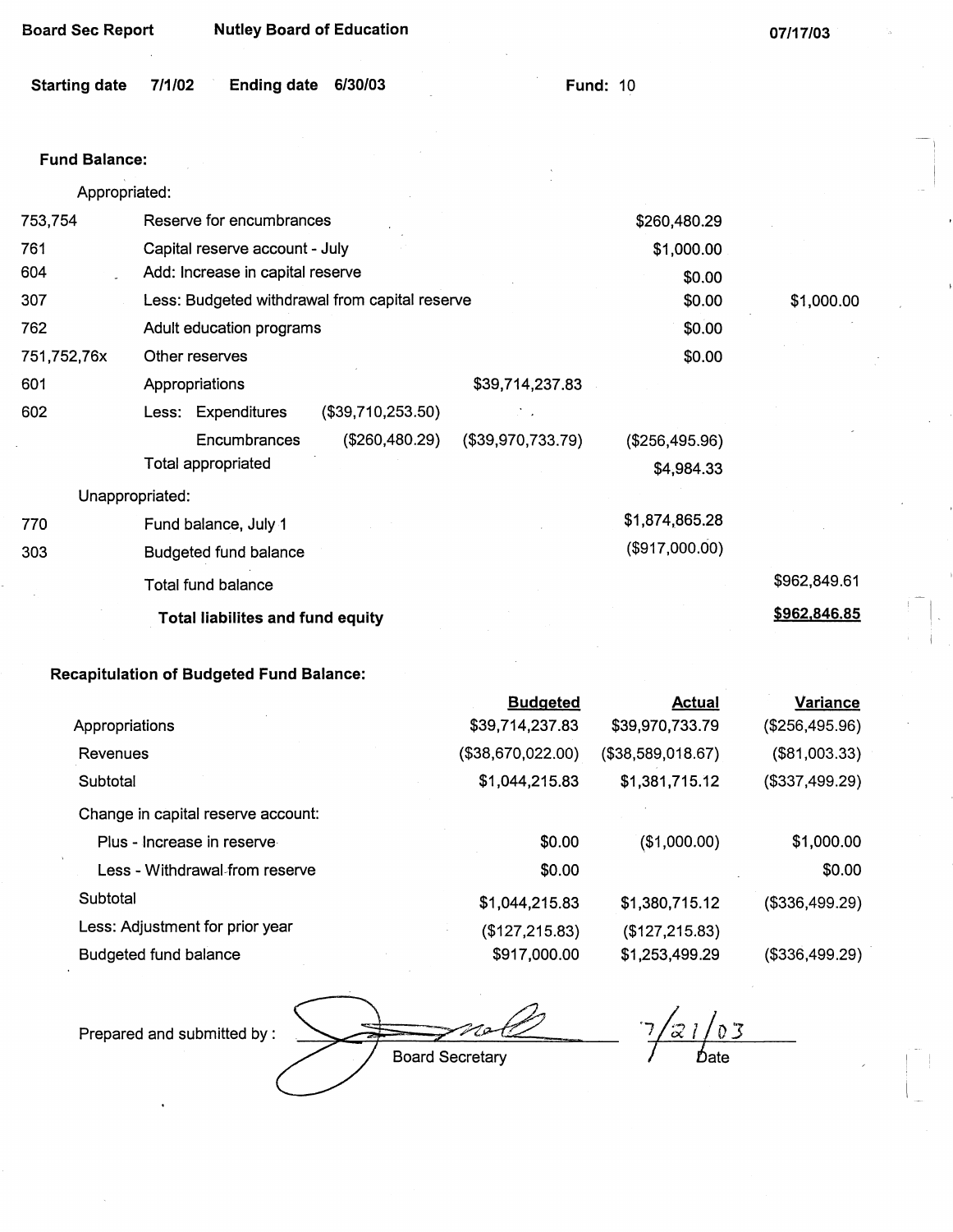Board Sec Report — Nutley Board of Education — 07/17/03

Starting date 7/1/02 — Ending date 6/30/03 — Fund: 10

**Fund Balance:**

| Code | Description | | | | | |
|---|---|---|---|---|---|---|
| | Appropriated: | | | | | |
| 753,754 | Reserve for encumbrances | | | | $260,480.29 | |
| 761 | Capital reserve account - July | | | | $1,000.00 | |
| 604 | Add: Increase in capital reserve | | | | $0.00 | |
| 307 | Less: Budgeted withdrawal from capital reserve | | | | $0.00 | $1,000.00 |
| 762 | Adult education programs | | | | $0.00 | |
| 751,752,76x | Other reserves | | | | $0.00 | |
| 601 | Appropriations | | | $39,714,237.83 | | |
| 602 | Less: Expenditures | | ($39,710,253.50) | | | |
| | Encumbrances | | ($260,480.29) | ($39,970,733.79) | ($256,495.96) | |
| | Total appropriated | | | | $4,984.33 | |
| | Unappropriated: | | | | | |
| 770 | Fund balance, July 1 | | | | $1,874,865.28 | |
| 303 | Budgeted fund balance | | | | ($917,000.00) | |
| | Total fund balance | | | | | $962,849.61 |
| | **Total liabilites and fund equity** | | | | | **$962,846.85** |

**Recapitulation of Budgeted Fund Balance:**

| | Budgeted | Actual | Variance |
|---|---|---|---|
| Appropriations | $39,714,237.83 | $39,970,733.79 | ($256,495.96) |
| Revenues | ($38,670,022.00) | ($38,589,018.67) | ($81,003.33) |
| Subtotal | $1,044,215.83 | $1,381,715.12 | ($337,499.29) |
| Change in capital reserve account: | | | |
| Plus - Increase in reserve | $0.00 | ($1,000.00) | $1,000.00 |
| Less - Withdrawal from reserve | $0.00 | | $0.00 |
| Subtotal | $1,044,215.83 | $1,380,715.12 | ($336,499.29) |
| Less: Adjustment for prior year | ($127,215.83) | ($127,215.83) | |
| Budgeted fund balance | $917,000.00 | $1,253,499.29 | ($336,499.29) |

Prepared and submitted by : ____________________ Board Secretary    7/21/03 Date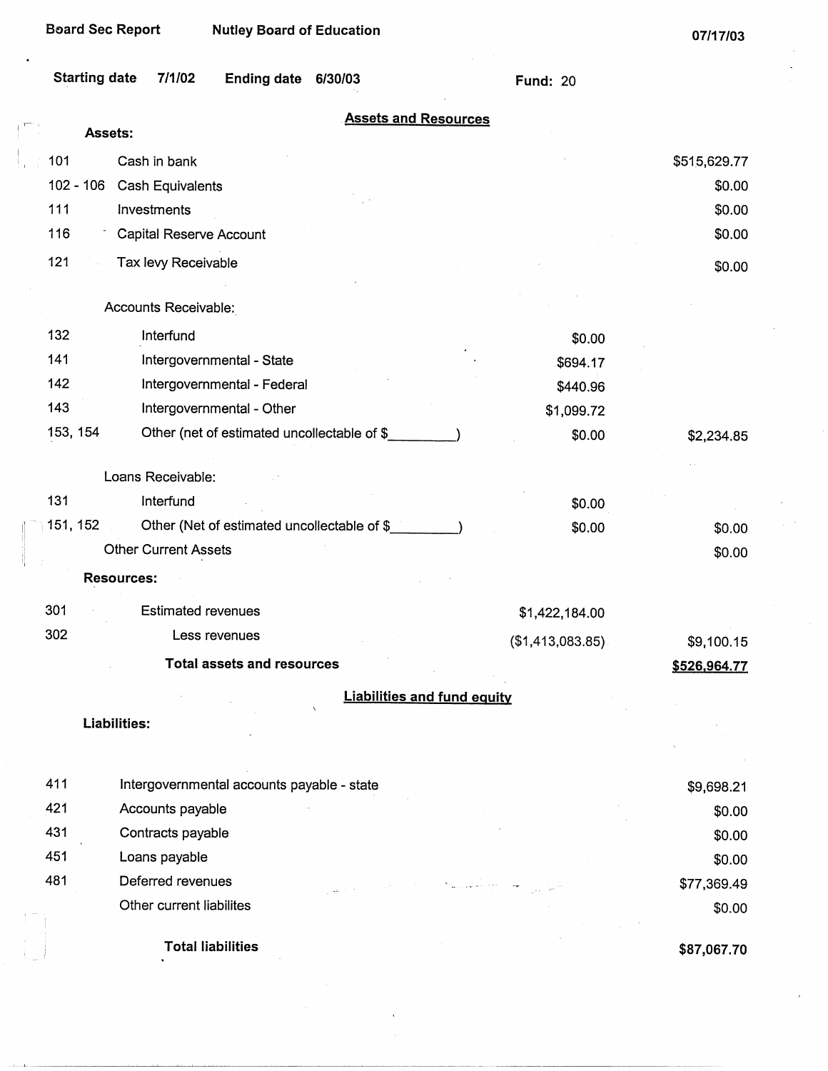Board Sec Report | Nutley Board of Education | 07/17/03

Starting date 7/1/02 Ending date 6/30/03 Fund: 20

## Assets and Resources

| Code | Description | | |
|---|---|---|---|
| | **Assets:** | | |
| 101 | Cash in bank | | $515,629.77 |
| 102 - 106 | Cash Equivalents | | $0.00 |
| 111 | Investments | | $0.00 |
| 116 | Capital Reserve Account | | $0.00 |
| 121 | Tax levy Receivable | | $0.00 |
| | Accounts Receivable: | | |
| 132 | Interfund | $0.00 | |
| 141 | Intergovernmental - State | $694.17 | |
| 142 | Intergovernmental - Federal | $440.96 | |
| 143 | Intergovernmental - Other | $1,099.72 | |
| 153, 154 | Other (net of estimated uncollectable of $_________) | $0.00 | $2,234.85 |
| | Loans Receivable: | | |
| 131 | Interfund | $0.00 | |
| 151, 152 | Other (Net of estimated uncollectable of $_________) | $0.00 | $0.00 |
| | Other Current Assets | | $0.00 |
| | **Resources:** | | |
| 301 | Estimated revenues | $1,422,184.00 | |
| 302 | Less revenues | ($1,413,083.85) | $9,100.15 |
| | **Total assets and resources** | | **$526,964.77** |

## Liabilities and fund equity

| Code | Description | |
|---|---|---|
| | **Liabilities:** | |
| 411 | Intergovernmental accounts payable - state | $9,698.21 |
| 421 | Accounts payable | $0.00 |
| 431 | Contracts payable | $0.00 |
| 451 | Loans payable | $0.00 |
| 481 | Deferred revenues | $77,369.49 |
| | Other current liabilites | $0.00 |
| | **Total liabilities** | **$87,067.70** |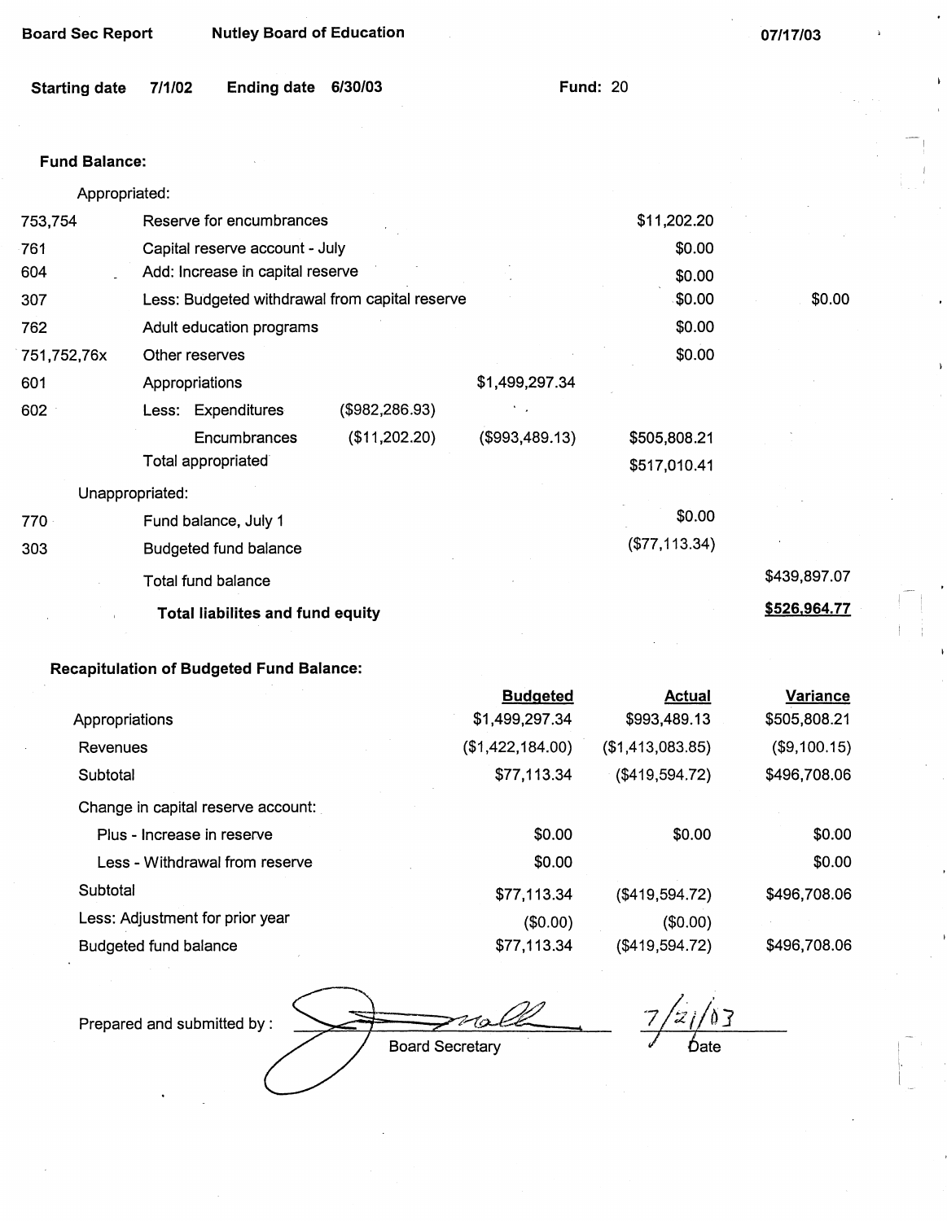Board Sec Report | Nutley Board of Education | 07/17/03

Starting date 7/1/02 | Ending date 6/30/03 | Fund: 20

**Fund Balance:**

| Code | Description | | | | |
|---|---|---|---|---|---|
| | Appropriated: | | | | |
| 753,754 | Reserve for encumbrances | | | $11,202.20 | |
| 761 | Capital reserve account - July | | | $0.00 | |
| 604 | Add: Increase in capital reserve | | | $0.00 | |
| 307 | Less: Budgeted withdrawal from capital reserve | | | $0.00 | $0.00 |
| 762 | Adult education programs | | | $0.00 | |
| 751,752,76x | Other reserves | | | $0.00 | |
| 601 | Appropriations | | $1,499,297.34 | | |
| 602 | Less: Expenditures | ($982,286.93) | | | |
| | Encumbrances | ($11,202.20) | ($993,489.13) | $505,808.21 | |
| | Total appropriated | | | $517,010.41 | |
| | Unappropriated: | | | | |
| 770 | Fund balance, July 1 | | | $0.00 | |
| 303 | Budgeted fund balance | | | ($77,113.34) | |
| | Total fund balance | | | | $439,897.07 |
| | **Total liabilites and fund equity** | | | | **$526,964.77** |

**Recapitulation of Budgeted Fund Balance:**

| | Budgeted | Actual | Variance |
|---|---|---|---|
| Appropriations | $1,499,297.34 | $993,489.13 | $505,808.21 |
| Revenues | ($1,422,184.00) | ($1,413,083.85) | ($9,100.15) |
| Subtotal | $77,113.34 | ($419,594.72) | $496,708.06 |
| Change in capital reserve account: | | | |
| Plus - Increase in reserve | $0.00 | $0.00 | $0.00 |
| Less - Withdrawal from reserve | $0.00 | | $0.00 |
| Subtotal | $77,113.34 | ($419,594.72) | $496,708.06 |
| Less: Adjustment for prior year | ($0.00) | ($0.00) | |
| Budgeted fund balance | $77,113.34 | ($419,594.72) | $496,708.06 |

Prepared and submitted by : _[signature]_ Board Secretary 7/21/03 Date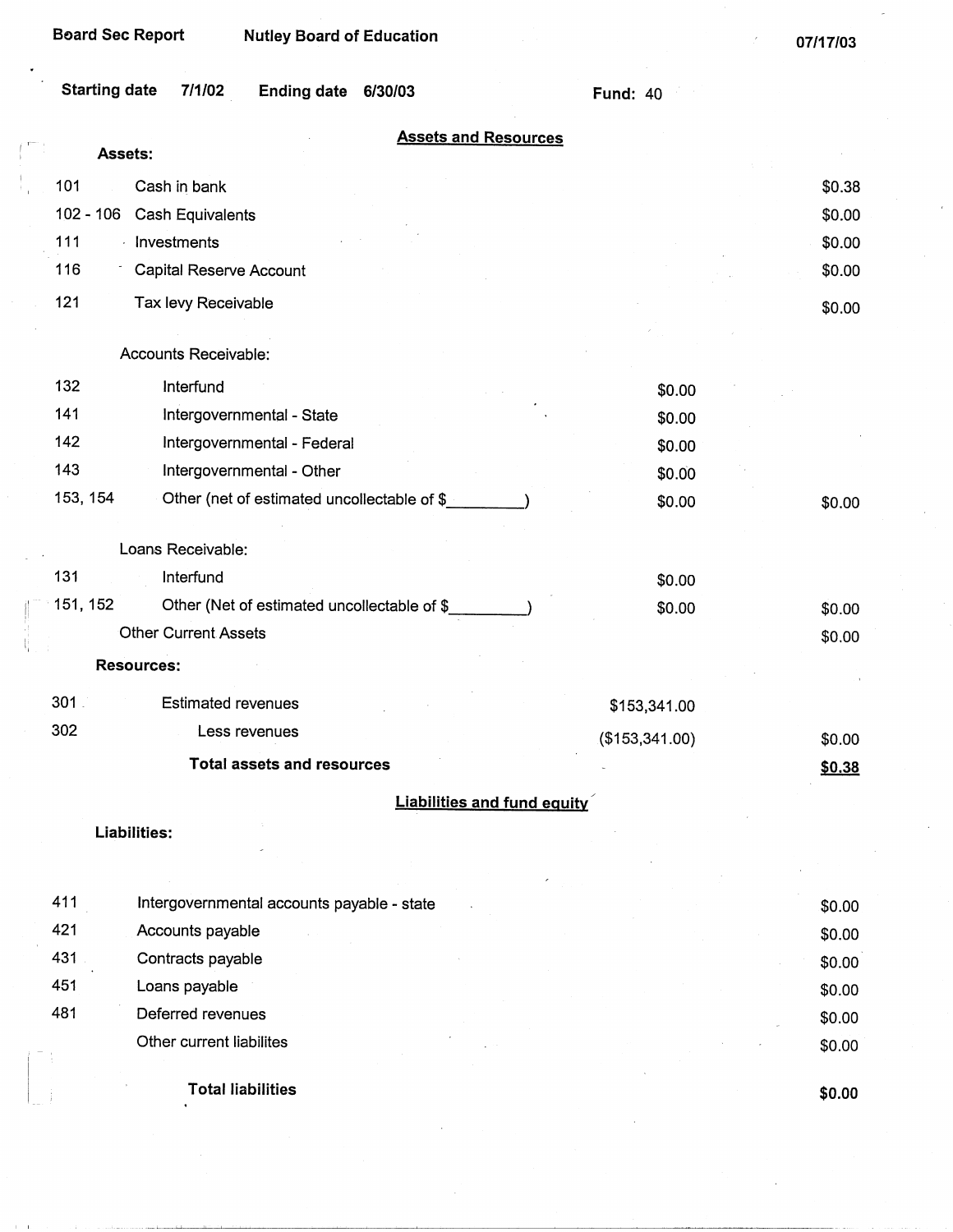Board Sec Report — Nutley Board of Education — 07/17/03

Starting date 7/1/02 Ending date 6/30/03 Fund: 40

## Assets and Resources

**Assets:**

| Code | Description | | Amount |
|---|---|---|---|
| 101 | Cash in bank | | $0.38 |
| 102 - 106 | Cash Equivalents | | $0.00 |
| 111 | Investments | | $0.00 |
| 116 | Capital Reserve Account | | $0.00 |
| 121 | Tax levy Receivable | | $0.00 |
| | Accounts Receivable: | | |
| 132 | Interfund | $0.00 | |
| 141 | Intergovernmental - State | $0.00 | |
| 142 | Intergovernmental - Federal | $0.00 | |
| 143 | Intergovernmental - Other | $0.00 | |
| 153, 154 | Other (net of estimated uncollectable of $________) | $0.00 | $0.00 |
| | Loans Receivable: | | |
| 131 | Interfund | $0.00 | |
| 151, 152 | Other (Net of estimated uncollectable of $________) | $0.00 | $0.00 |
| | Other Current Assets | | $0.00 |
| | **Resources:** | | |
| 301 | Estimated revenues | $153,341.00 | |
| 302 | Less revenues | ($153,341.00) | $0.00 |
| | **Total assets and resources** | | **$0.38** |

## Liabilities and fund equity

**Liabilities:**

| Code | Description | Amount |
|---|---|---|
| 411 | Intergovernmental accounts payable - state | $0.00 |
| 421 | Accounts payable | $0.00 |
| 431 | Contracts payable | $0.00 |
| 451 | Loans payable | $0.00 |
| 481 | Deferred revenues | $0.00 |
| | Other current liabilites | $0.00 |
| | **Total liabilities** | **$0.00** |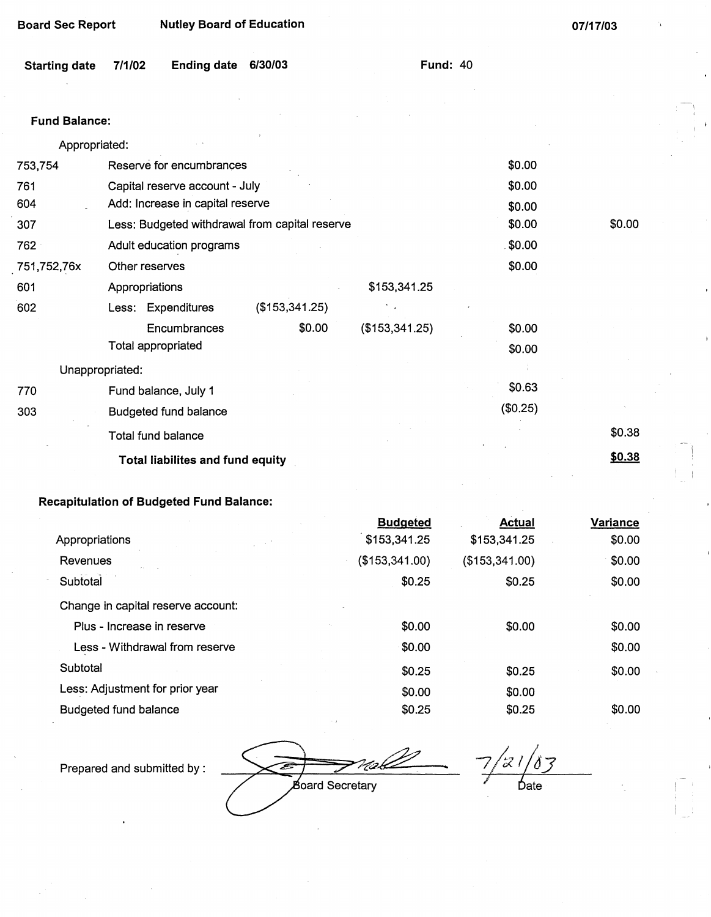Board Sec Report    Nutley Board of Education    07/17/03

**Starting date** 7/1/02    **Ending date** 6/30/03    **Fund:** 40

**Fund Balance:**

| | | | | | |
|---|---|---|---|---|---|
| | Appropriated: | | | | |
| 753,754 | Reserve for encumbrances | | | $0.00 | |
| 761 | Capital reserve account - July | | | $0.00 | |
| 604 | Add: Increase in capital reserve | | | $0.00 | |
| 307 | Less: Budgeted withdrawal from capital reserve | | | $0.00 | $0.00 |
| 762 | Adult education programs | | | $0.00 | |
| 751,752,76x | Other reserves | | | $0.00 | |
| 601 | Appropriations | | $153,341.25 | | |
| 602 | Less: Expenditures | ($153,341.25) | | | |
| | Encumbrances | $0.00 | ($153,341.25) | $0.00 | |
| | Total appropriated | | | $0.00 | |
| | Unappropriated: | | | | |
| 770 | Fund balance, July 1 | | | $0.63 | |
| 303 | Budgeted fund balance | | | ($0.25) | |
| | Total fund balance | | | | $0.38 |
| | **Total liabilites and fund equity** | | | | **$0.38** |

**Recapitulation of Budgeted Fund Balance:**

| | Budgeted | Actual | Variance |
|---|---|---|---|
| Appropriations | $153,341.25 | $153,341.25 | $0.00 |
| Revenues | ($153,341.00) | ($153,341.00) | $0.00 |
| Subtotal | $0.25 | $0.25 | $0.00 |
| Change in capital reserve account: | | | |
| Plus - Increase in reserve | $0.00 | $0.00 | $0.00 |
| Less - Withdrawal from reserve | $0.00 | | $0.00 |
| Subtotal | $0.25 | $0.25 | $0.00 |
| Less: Adjustment for prior year | $0.00 | $0.00 | |
| Budgeted fund balance | $0.25 | $0.25 | $0.00 |

Prepared and submitted by : [signature] Board Secretary    7/21/03 Date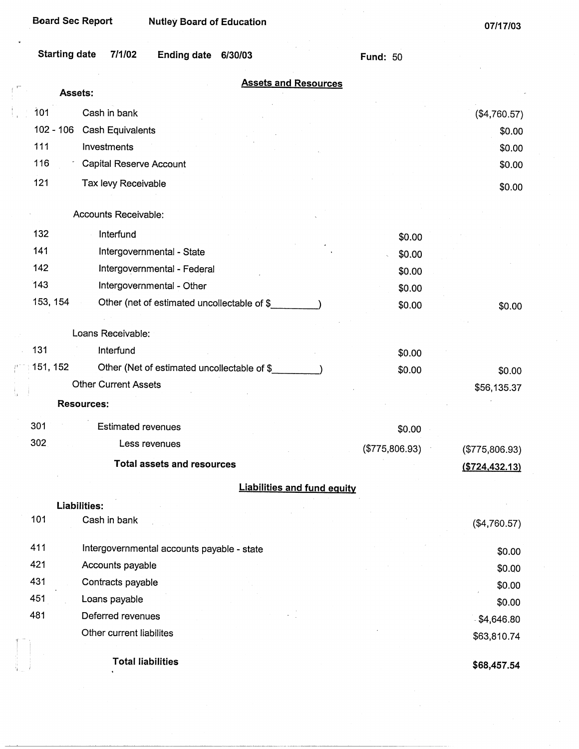Board Sec Report    Nutley Board of Education    07/17/03

**Starting date** 7/1/02    **Ending date** 6/30/03    **Fund:** 50

## Assets and Resources

| | | | |
|---|---|---|---|
| **Assets:** | | | |
| 101 | Cash in bank | | ($4,760.57) |
| 102 - 106 | Cash Equivalents | | $0.00 |
| 111 | Investments | | $0.00 |
| 116 | Capital Reserve Account | | $0.00 |
| 121 | Tax levy Receivable | | $0.00 |
| | Accounts Receivable: | | |
| 132 | Interfund | $0.00 | |
| 141 | Intergovernmental - State | $0.00 | |
| 142 | Intergovernmental - Federal | $0.00 | |
| 143 | Intergovernmental - Other | $0.00 | |
| 153, 154 | Other (net of estimated uncollectable of $_________) | $0.00 | $0.00 |
| | Loans Receivable: | | |
| 131 | Interfund | $0.00 | |
| 151, 152 | Other (Net of estimated uncollectable of $_________) | $0.00 | $0.00 |
| | Other Current Assets | | $56,135.37 |
| **Resources:** | | | |
| 301 | Estimated revenues | $0.00 | |
| 302 | Less revenues | ($775,806.93) | ($775,806.93) |
| | **Total assets and resources** | | **($724,432.13)** |

## Liabilities and fund equity

| | | |
|---|---|---|
| **Liabilities:** | | |
| 101 | Cash in bank | ($4,760.57) |
| 411 | Intergovernmental accounts payable - state | $0.00 |
| 421 | Accounts payable | $0.00 |
| 431 | Contracts payable | $0.00 |
| 451 | Loans payable | $0.00 |
| 481 | Deferred revenues | $4,646.80 |
| | Other current liabilites | $63,810.74 |
| | **Total liabilities** | **$68,457.54** |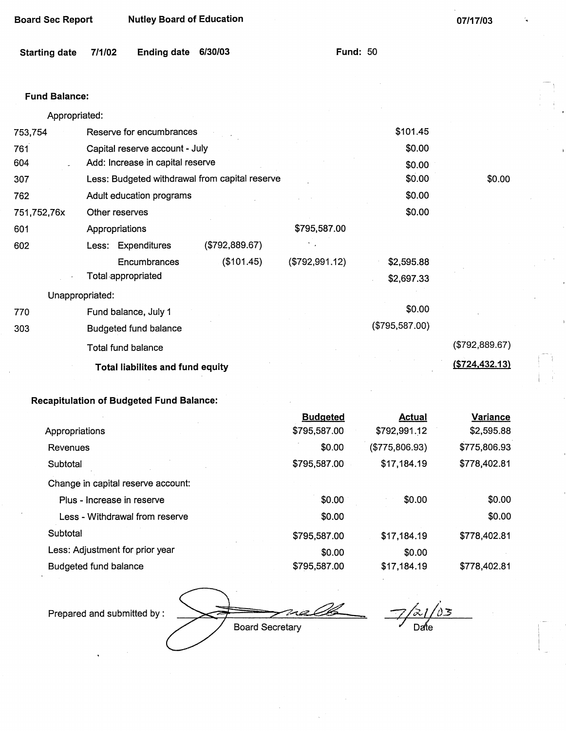Board Sec Report    Nutley Board of Education    07/17/03

Starting date 7/1/02    Ending date 6/30/03    Fund: 50

**Fund Balance:**

| Code | Description | | | | |
|---|---|---|---|---|---|
| | Appropriated: | | | | |
| 753,754 | Reserve for encumbrances | | | $101.45 | |
| 761 | Capital reserve account - July | | | $0.00 | |
| 604 | Add: Increase in capital reserve | | | $0.00 | |
| 307 | Less: Budgeted withdrawal from capital reserve | | | $0.00 | $0.00 |
| 762 | Adult education programs | | | $0.00 | |
| 751,752,76x | Other reserves | | | $0.00 | |
| 601 | Appropriations | | $795,587.00 | | |
| 602 | Less: Expenditures | ($792,889.67) | | | |
| | Encumbrances | ($101.45) | ($792,991.12) | $2,595.88 | |
| | Total appropriated | | | $2,697.33 | |
| | Unappropriated: | | | | |
| 770 | Fund balance, July 1 | | | $0.00 | |
| 303 | Budgeted fund balance | | | ($795,587.00) | |
| | Total fund balance | | | | ($792,889.67) |
| | **Total liabilites and fund equity** | | | | **($724,432.13)** |

**Recapitulation of Budgeted Fund Balance:**

| | Budgeted | Actual | Variance |
|---|---|---|---|
| Appropriations | $795,587.00 | $792,991.12 | $2,595.88 |
| Revenues | $0.00 | ($775,806.93) | $775,806.93 |
| Subtotal | $795,587.00 | $17,184.19 | $778,402.81 |
| Change in capital reserve account: | | | |
| Plus - Increase in reserve | $0.00 | $0.00 | $0.00 |
| Less - Withdrawal from reserve | $0.00 | | $0.00 |
| Subtotal | $795,587.00 | $17,184.19 | $778,402.81 |
| Less: Adjustment for prior year | $0.00 | $0.00 | |
| Budgeted fund balance | $795,587.00 | $17,184.19 | $778,402.81 |

Prepared and submitted by : ____________________ Board Secretary    7/21/03 Date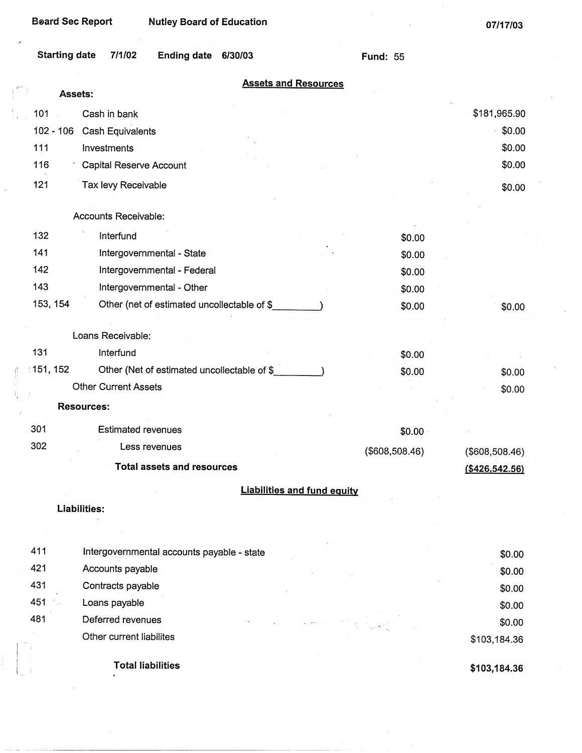Board Sec Report | Nutley Board of Education | 07/17/03

**Starting date** 7/1/02 **Ending date** 6/30/03 **Fund:** 55

## Assets and Resources

**Assets:**

| Code | Description | | Amount |
|---|---|---|---|
| 101 | Cash in bank | | $181,965.90 |
| 102 - 106 | Cash Equivalents | | $0.00 |
| 111 | Investments | | $0.00 |
| 116 | Capital Reserve Account | | $0.00 |
| 121 | Tax levy Receivable | | $0.00 |
| | Accounts Receivable: | | |
| 132 | Interfund | $0.00 | |
| 141 | Intergovernmental - State | $0.00 | |
| 142 | Intergovernmental - Federal | $0.00 | |
| 143 | Intergovernmental - Other | $0.00 | |
| 153, 154 | Other (net of estimated uncollectable of $_________) | $0.00 | $0.00 |
| | Loans Receivable: | | |
| 131 | Interfund | $0.00 | |
| 151, 152 | Other (Net of estimated uncollectable of $_________) | $0.00 | $0.00 |
| | Other Current Assets | | $0.00 |
| | **Resources:** | | |
| 301 | Estimated revenues | $0.00 | |
| 302 | Less revenues | ($608,508.46) | ($608,508.46) |
| | **Total assets and resources** | | **($426,542.56)** |

## Liabilities and fund equity

**Liabilities:**

| Code | Description | Amount |
|---|---|---|
| 411 | Intergovernmental accounts payable - state | $0.00 |
| 421 | Accounts payable | $0.00 |
| 431 | Contracts payable | $0.00 |
| 451 | Loans payable | $0.00 |
| 481 | Deferred revenues | $0.00 |
| | Other current liabilites | $103,184.36 |
| | **Total liabilities** | **$103,184.36** |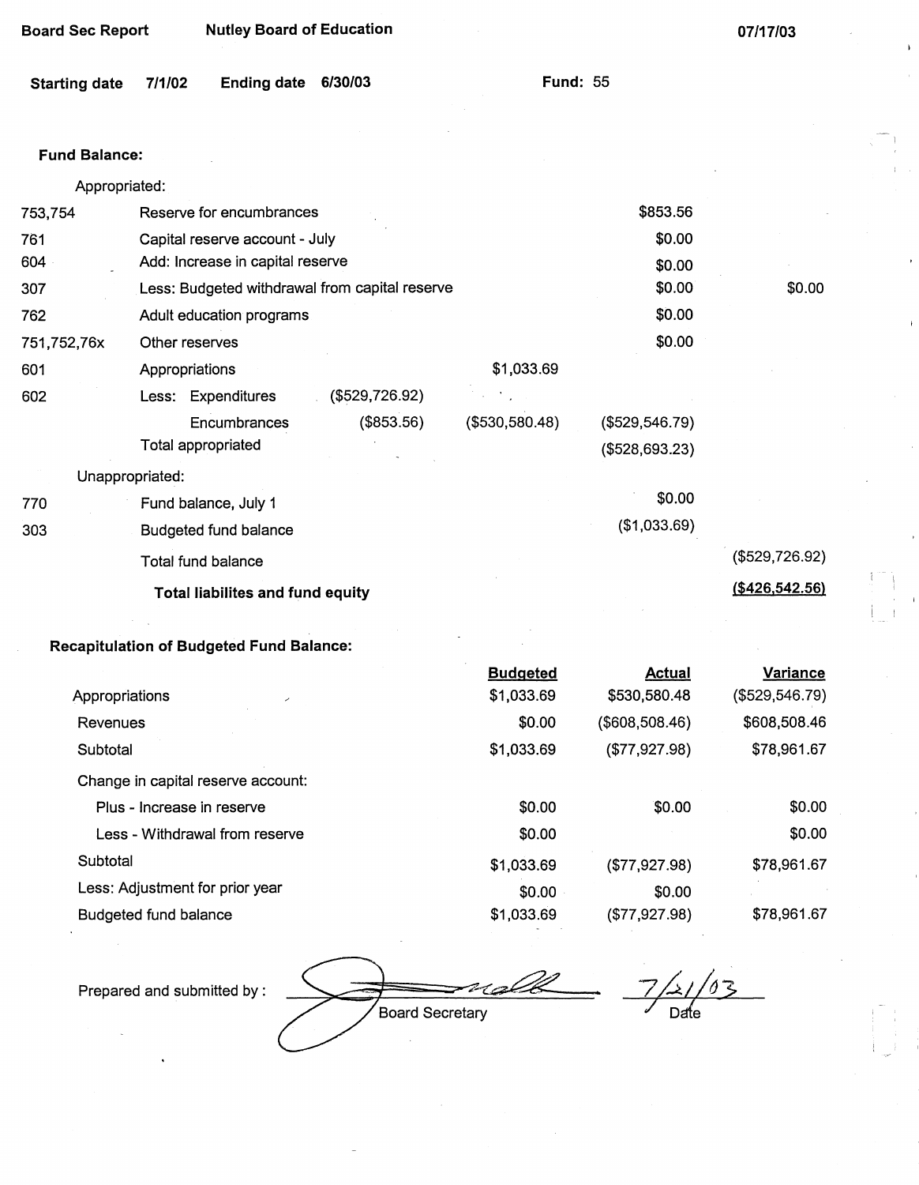Board Sec Report    Nutley Board of Education    07/17/03

Starting date 7/1/02    Ending date 6/30/03    Fund: 55

**Fund Balance:**

| | | | | | | |
|---|---|---|---|---|---|---|
| | Appropriated: | | | | | |
| 753,754 | Reserve for encumbrances | | | | $853.56 | |
| 761 | Capital reserve account - July | | | | $0.00 | |
| 604 | Add: Increase in capital reserve | | | | $0.00 | |
| 307 | Less: Budgeted withdrawal from capital reserve | | | | $0.00 | $0.00 |
| 762 | Adult education programs | | | | $0.00 | |
| 751,752,76x | Other reserves | | | | $0.00 | |
| 601 | Appropriations | | | $1,033.69 | | |
| 602 | Less: Expenditures | | ($529,726.92) | | | |
| | Encumbrances | | ($853.56) | ($530,580.48) | ($529,546.79) | |
| | Total appropriated | | | | ($528,693.23) | |
| | Unappropriated: | | | | | |
| 770 | Fund balance, July 1 | | | | $0.00 | |
| 303 | Budgeted fund balance | | | | ($1,033.69) | |
| | Total fund balance | | | | | ($529,726.92) |
| | **Total liabilites and fund equity** | | | | | **($426,542.56)** |

**Recapitulation of Budgeted Fund Balance:**

| | Budgeted | Actual | Variance |
|---|---|---|---|
| Appropriations | $1,033.69 | $530,580.48 | ($529,546.79) |
| Revenues | $0.00 | ($608,508.46) | $608,508.46 |
| Subtotal | $1,033.69 | ($77,927.98) | $78,961.67 |
| Change in capital reserve account: | | | |
| Plus - Increase in reserve | $0.00 | $0.00 | $0.00 |
| Less - Withdrawal from reserve | $0.00 | | $0.00 |
| Subtotal | $1,033.69 | ($77,927.98) | $78,961.67 |
| Less: Adjustment for prior year | $0.00 | $0.00 | |
| Budgeted fund balance | $1,033.69 | ($77,927.98) | $78,961.67 |

Prepared and submitted by : _______________ Board Secretary    7/21/03 Date